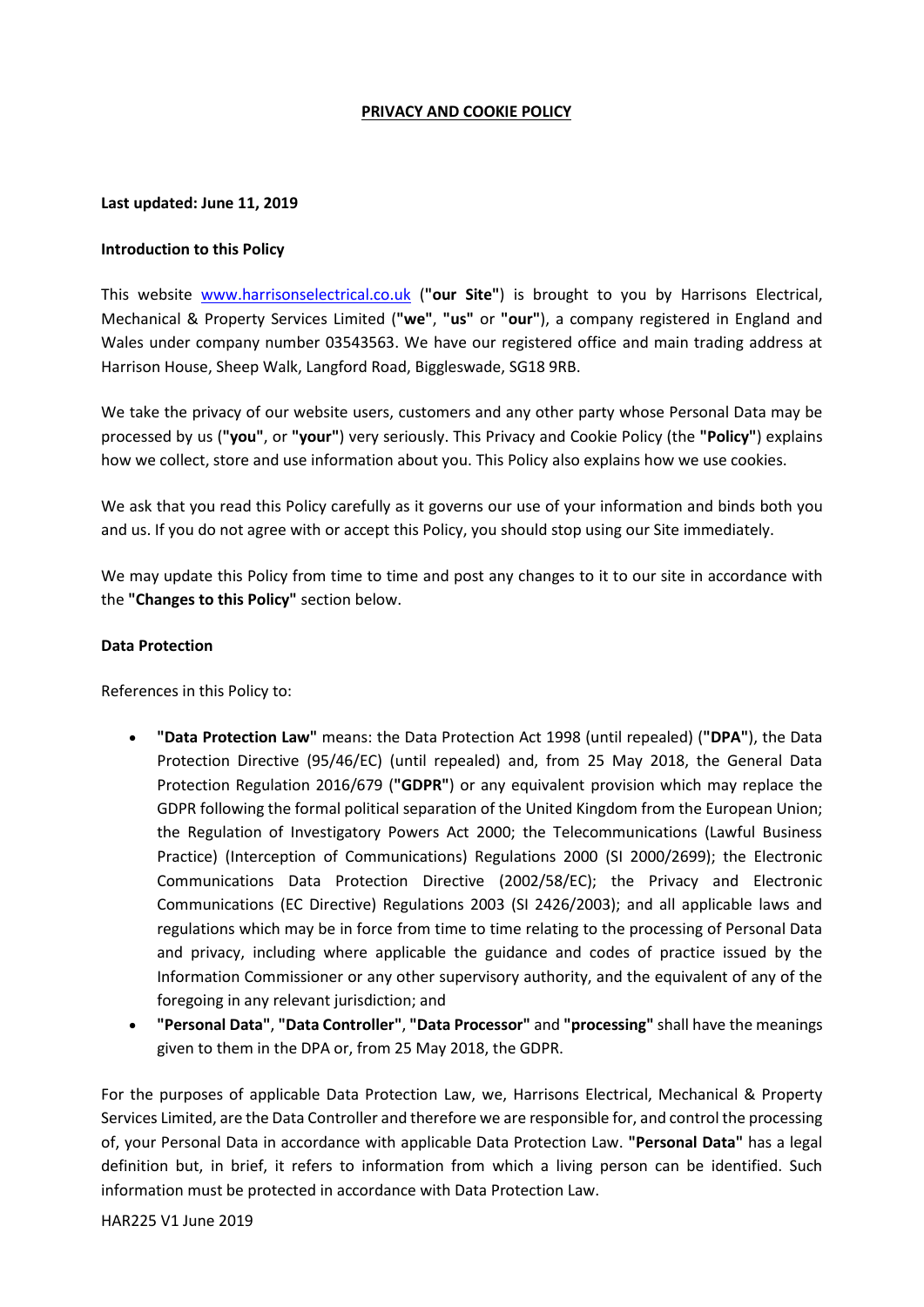# PRIVACY AND COOKIE POLICY

**Last updated: June 11, 2019**

**Introduction to this Policy**

This website [www.harrisonselectrical.co.uk](http://www.harrisonselectrical.co.uk) (**"our Site"**) is brought to you by Harrisons Electrical, Mechanical & Property Services Limited (**"we"**, **"us"** or **"our"**), a company registered in England and Wales under company number 03543563. We have our registered office and main trading address at Harrison House, Sheep Walk, Langford Road, Biggleswade, SG18 9RB.

We take the privacy of our website users, customers and any other party whose Personal Data may be processed by us (**"you"**, or **"your"**) very seriously. This Privacy and Cookie Policy (the **"Policy"**) explains how we collect, store and use information about you. This Policy also explains how we use cookies.

We ask that you read this Policy carefully as it governs our use of your information and binds both you and us. If you do not agree with or accept this Policy, you should stop using our Site immediately.

We may update this Policy from time to time and post any changes to it to our site in accordance with the **"Changes to this Policy"** section below.

**Data Protection**

References in this Policy to:

- **"Data Protection Law"** means: the Data Protection Act 1998 (until repealed) (**"DPA"**), the Data Protection Directive (95/46/EC) (until repealed) and, from 25 May 2018, the General Data Protection Regulation 2016/679 (**"GDPR"**) or any equivalent provision which may replace the GDPR following the formal political separation of the United Kingdom from the European Union; the Regulation of Investigatory Powers Act 2000; the Telecommunications (Lawful Business Practice) (Interception of Communications) Regulations 2000 (SI 2000/2699); the Electronic Communications Data Protection Directive (2002/58/EC); the Privacy and Electronic Communications (EC Directive) Regulations 2003 (SI 2426/2003); and all applicable laws and regulations which may be in force from time to time relating to the processing of Personal Data and privacy, including where applicable the guidance and codes of practice issued by the Information Commissioner or any other supervisory authority, and the equivalent of any of the foregoing in any relevant jurisdiction; and
- **"Personal Data"**, **"Data Controller"**, **"Data Processor"** and **"processing"** shall have the meanings given to them in the DPA or, from 25 May 2018, the GDPR.

For the purposes of applicable Data Protection Law, we, Harrisons Electrical, Mechanical & Property Services Limited, are the Data Controller and therefore we are responsible for, and control the processing of, your Personal Data in accordance with applicable Data Protection Law. **"Personal Data"** has a legal definition but, in brief, it refers to information from which a living person can be identified. Such information must be protected in accordance with Data Protection Law.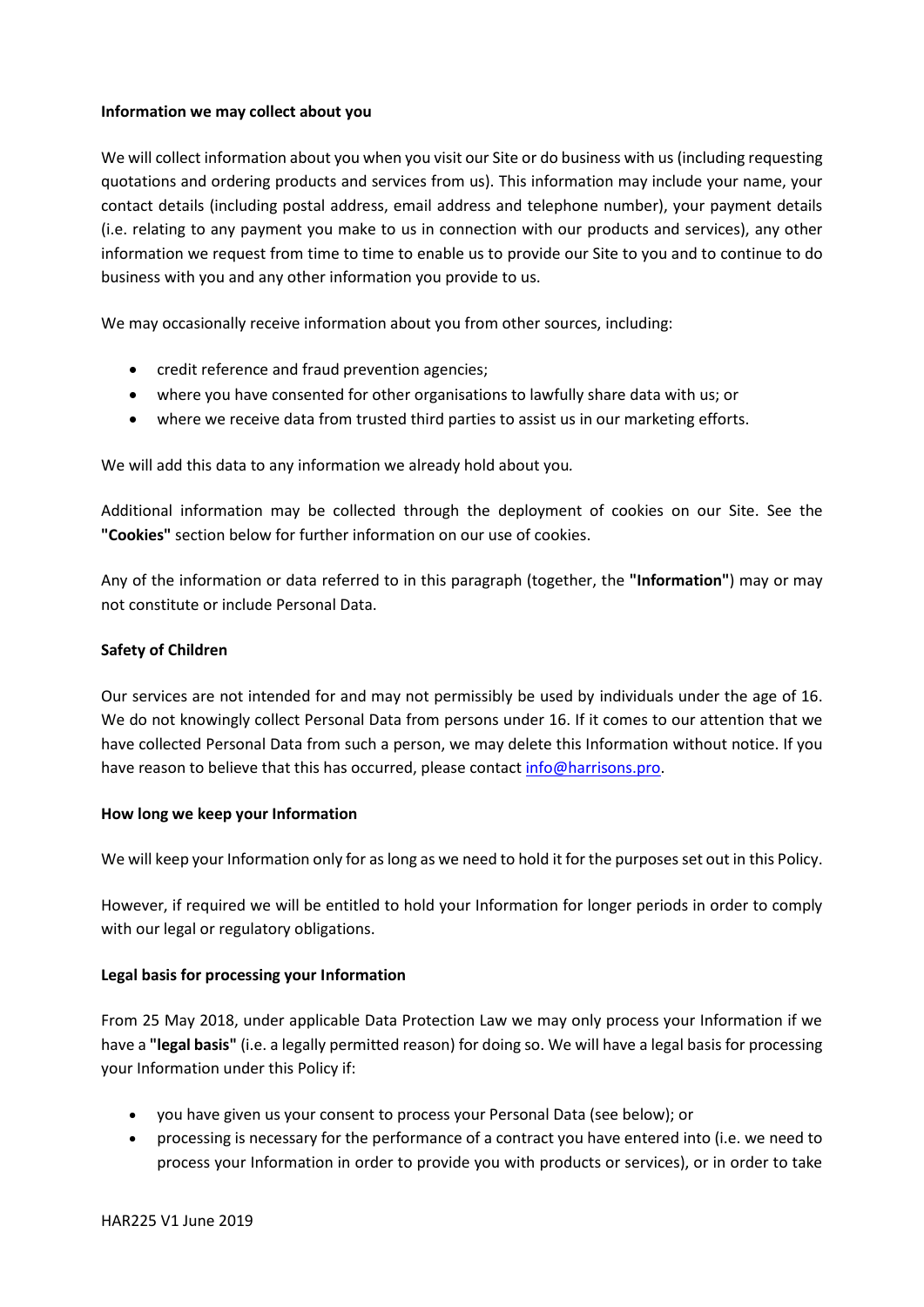**Information we may collect about you**

We will collect information about you when you visit our Site or do business with us (including requesting quotations and ordering products and services from us). This information may include your name, your contact details (including postal address, email address and telephone number), your payment details (i.e. relating to any payment you make to us in connection with our products and services), any other information we request from time to time to enable us to provide our Site to you and to continue to do business with you and any other information you provide to us.

We may occasionally receive information about you from other sources, including:

- credit reference and fraud prevention agencies;
- where you have consented for other organisations to lawfully share data with us; or
- where we receive data from trusted third parties to assist us in our marketing efforts.

We will add this data to any information we already hold about you.

Additional information may be collected through the deployment of cookies on our Site. See the **"Cookies"** section below for further information on our use of cookies.

Any of the information or data referred to in this paragraph (together, the **"Information"**) may or may not constitute or include Personal Data.

**Safety of Children**

Our services are not intended for and may not permissibly be used by individuals under the age of 16. We do not knowingly collect Personal Data from persons under 16. If it comes to our attention that we have collected Personal Data from such a person, we may delete this Information without notice. If you have reason to believe that this has occurred, please contact info@harrisons.pro.

**How long we keep your Information**

We will keep your Information only for as long as we need to hold it for the purposes set out in this Policy.

However, if required we will be entitled to hold your Information for longer periods in order to comply with our legal or regulatory obligations.

**Legal basis for processing your Information**

From 25 May 2018, under applicable Data Protection Law we may only process your Information if we have a **"legal basis"** (i.e. a legally permitted reason) for doing so. We will have a legal basis for processing your Information under this Policy if:

- you have given us your consent to process your Personal Data (see below); or
- processing is necessary for the performance of a contract you have entered into (i.e. we need to process your Information in order to provide you with products or services), or in order to take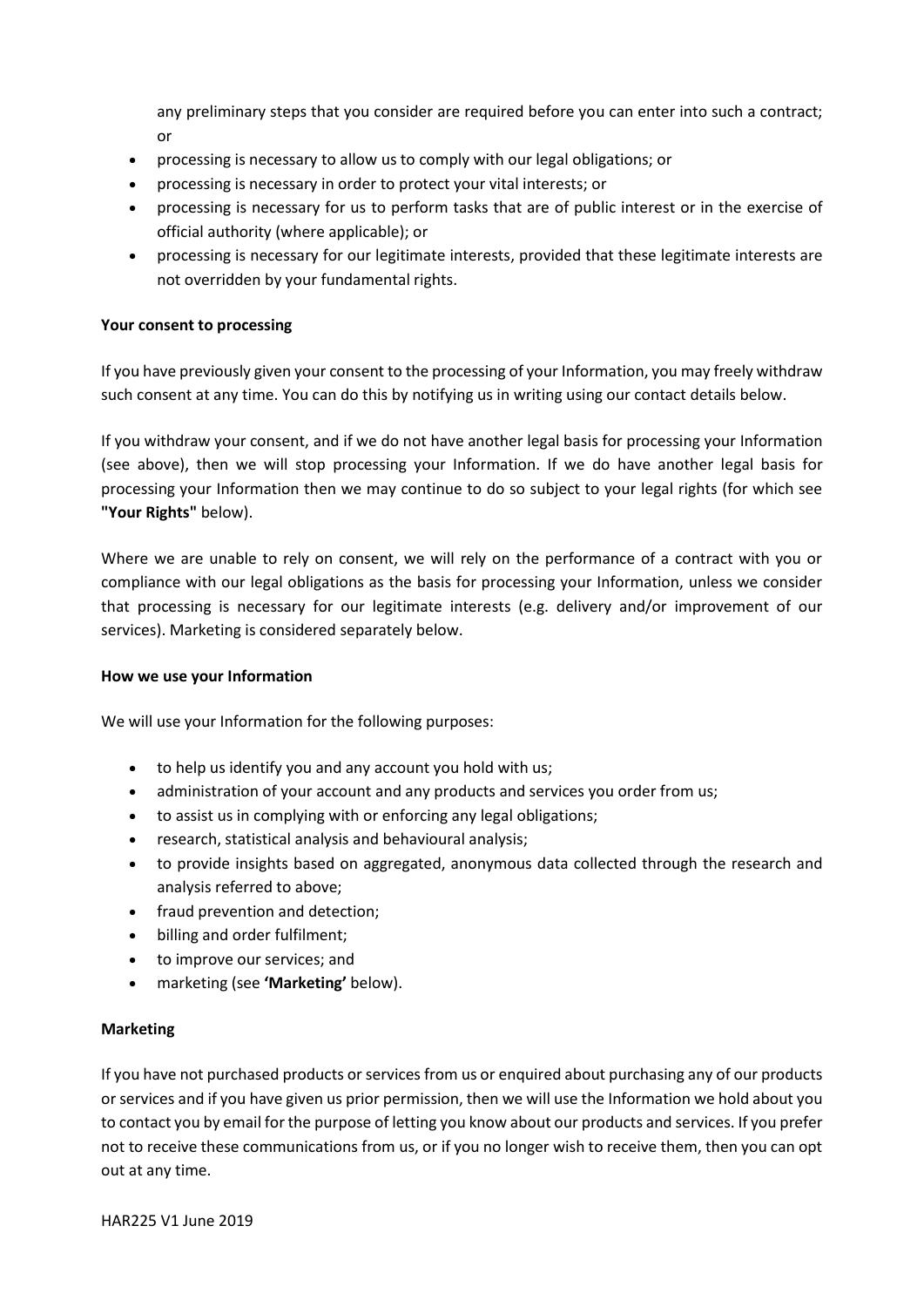any preliminary steps that you consider are required before you can enter into such a contract; or

- processing is necessary to allow us to comply with our legal obligations; or
- processing is necessary in order to protect your vital interests; or
- processing is necessary for us to perform tasks that are of public interest or in the exercise of official authority (where applicable); or
- processing is necessary for our legitimate interests, provided that these legitimate interests are not overridden by your fundamental rights.

**Your consent to processing**

If you have previously given your consent to the processing of your Information, you may freely withdraw such consent at any time. You can do this by notifying us in writing using our contact details below.

If you withdraw your consent, and if we do not have another legal basis for processing your Information (see above), then we will stop processing your Information. If we do have another legal basis for processing your Information then we may continue to do so subject to your legal rights (for which see **"Your Rights"** below).

Where we are unable to rely on consent, we will rely on the performance of a contract with you or compliance with our legal obligations as the basis for processing your Information, unless we consider that processing is necessary for our legitimate interests (e.g. delivery and/or improvement of our services). Marketing is considered separately below.

**How we use your Information**

We will use your Information for the following purposes:

- to help us identify you and any account you hold with us;
- administration of your account and any products and services you order from us;
- to assist us in complying with or enforcing any legal obligations;
- research, statistical analysis and behavioural analysis;
- to provide insights based on aggregated, anonymous data collected through the research and analysis referred to above;
- fraud prevention and detection;
- billing and order fulfilment;
- to improve our services; and
- marketing (see **'Marketing'** below).

**Marketing**

If you have not purchased products or services from us or enquired about purchasing any of our products or services and if you have given us prior permission, then we will use the Information we hold about you to contact you by email for the purpose of letting you know about our products and services. If you prefer not to receive these communications from us, or if you no longer wish to receive them, then you can opt out at any time.

HAR225 V1 June 2019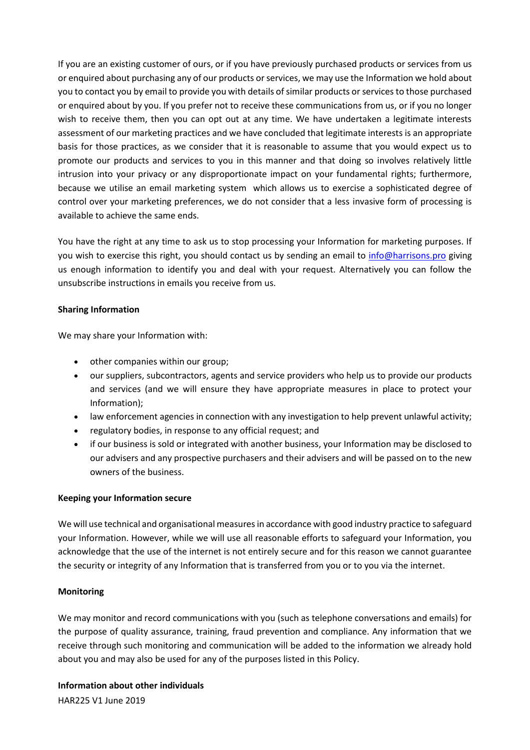If you are an existing customer of ours, or if you have previously purchased products or services from us or enquired about purchasing any of our products or services, we may use the Information we hold about you to contact you by email to provide you with details of similar products or services to those purchased or enquired about by you. If you prefer not to receive these communications from us, or if you no longer wish to receive them, then you can opt out at any time. We have undertaken a legitimate interests assessment of our marketing practices and we have concluded that legitimate interests is an appropriate basis for those practices, as we consider that it is reasonable to assume that you would expect us to promote our products and services to you in this manner and that doing so involves relatively little intrusion into your privacy or any disproportionate impact on your fundamental rights; furthermore, because we utilise an email marketing system which allows us to exercise a sophisticated degree of control over your marketing preferences, we do not consider that a less invasive form of processing is available to achieve the same ends.

You have the right at any time to ask us to stop processing your Information for marketing purposes. If you wish to exercise this right, you should contact us by sending an email to info@harrisons.pro giving us enough information to identify you and deal with your request. Alternatively you can follow the unsubscribe instructions in emails you receive from us.

**Sharing Information**

We may share your Information with:

- other companies within our group;
- our suppliers, subcontractors, agents and service providers who help us to provide our products and services (and we will ensure they have appropriate measures in place to protect your Information);
- law enforcement agencies in connection with any investigation to help prevent unlawful activity;
- regulatory bodies, in response to any official request; and
- if our business is sold or integrated with another business, your Information may be disclosed to our advisers and any prospective purchasers and their advisers and will be passed on to the new owners of the business.

**Keeping your Information secure**

We will use technical and organisational measures in accordance with good industry practice to safeguard your Information. However, while we will use all reasonable efforts to safeguard your Information, you acknowledge that the use of the internet is not entirely secure and for this reason we cannot guarantee the security or integrity of any Information that is transferred from you or to you via the internet.

**Monitoring**

We may monitor and record communications with you (such as telephone conversations and emails) for the purpose of quality assurance, training, fraud prevention and compliance. Any information that we receive through such monitoring and communication will be added to the information we already hold about you and may also be used for any of the purposes listed in this Policy.

**Information about other individuals**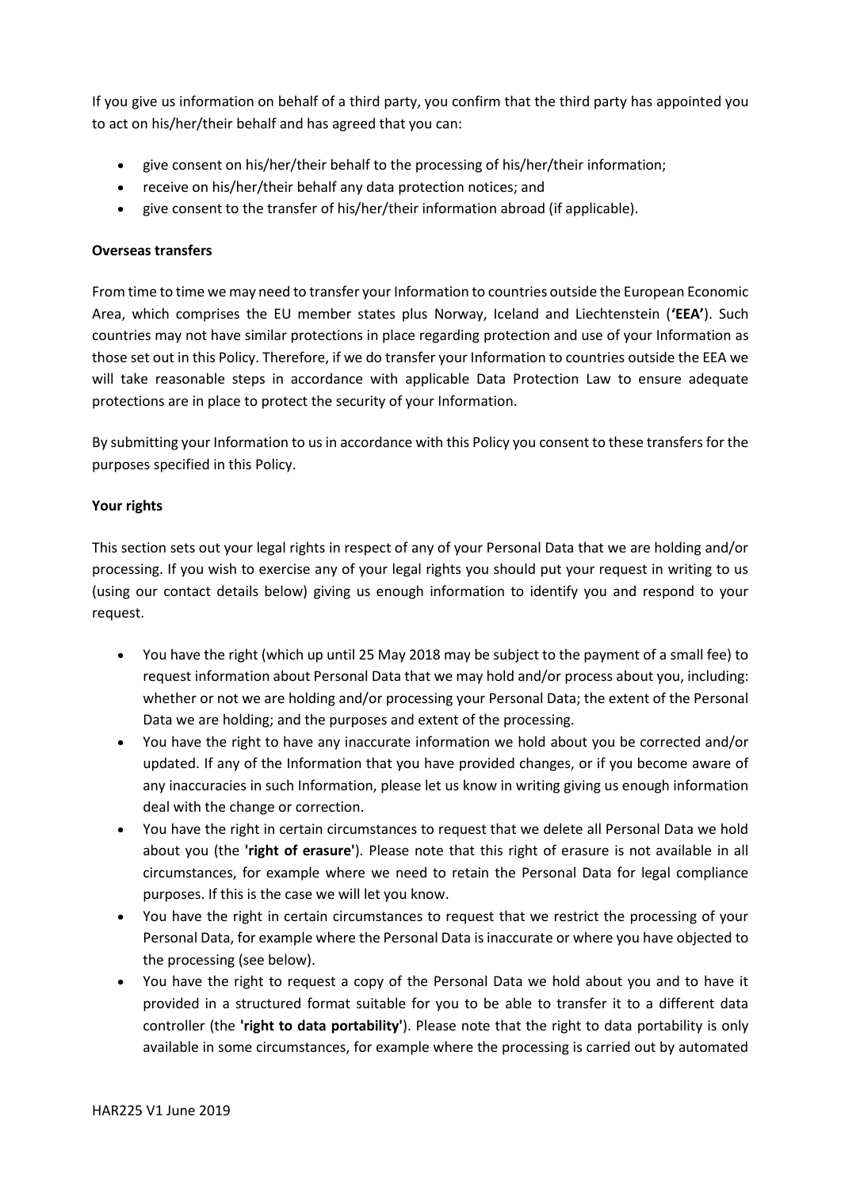If you give us information on behalf of a third party, you confirm that the third party has appointed you to act on his/her/their behalf and has agreed that you can:

- give consent on his/her/their behalf to the processing of his/her/their information;
- receive on his/her/their behalf any data protection notices; and
- give consent to the transfer of his/her/their information abroad (if applicable).

**Overseas transfers**

From time to time we may need to transfer your Information to countries outside the European Economic Area, which comprises the EU member states plus Norway, Iceland and Liechtenstein (**'EEA'**). Such countries may not have similar protections in place regarding protection and use of your Information as those set out in this Policy. Therefore, if we do transfer your Information to countries outside the EEA we will take reasonable steps in accordance with applicable Data Protection Law to ensure adequate protections are in place to protect the security of your Information.

By submitting your Information to us in accordance with this Policy you consent to these transfers for the purposes specified in this Policy.

**Your rights**

This section sets out your legal rights in respect of any of your Personal Data that we are holding and/or processing. If you wish to exercise any of your legal rights you should put your request in writing to us (using our contact details below) giving us enough information to identify you and respond to your request.

- You have the right (which up until 25 May 2018 may be subject to the payment of a small fee) to request information about Personal Data that we may hold and/or process about you, including: whether or not we are holding and/or processing your Personal Data; the extent of the Personal Data we are holding; and the purposes and extent of the processing.
- You have the right to have any inaccurate information we hold about you be corrected and/or updated. If any of the Information that you have provided changes, or if you become aware of any inaccuracies in such Information, please let us know in writing giving us enough information deal with the change or correction.
- You have the right in certain circumstances to request that we delete all Personal Data we hold about you (the **'right of erasure'**). Please note that this right of erasure is not available in all circumstances, for example where we need to retain the Personal Data for legal compliance purposes. If this is the case we will let you know.
- You have the right in certain circumstances to request that we restrict the processing of your Personal Data, for example where the Personal Data is inaccurate or where you have objected to the processing (see below).
- You have the right to request a copy of the Personal Data we hold about you and to have it provided in a structured format suitable for you to be able to transfer it to a different data controller (the **'right to data portability'**). Please note that the right to data portability is only available in some circumstances, for example where the processing is carried out by automated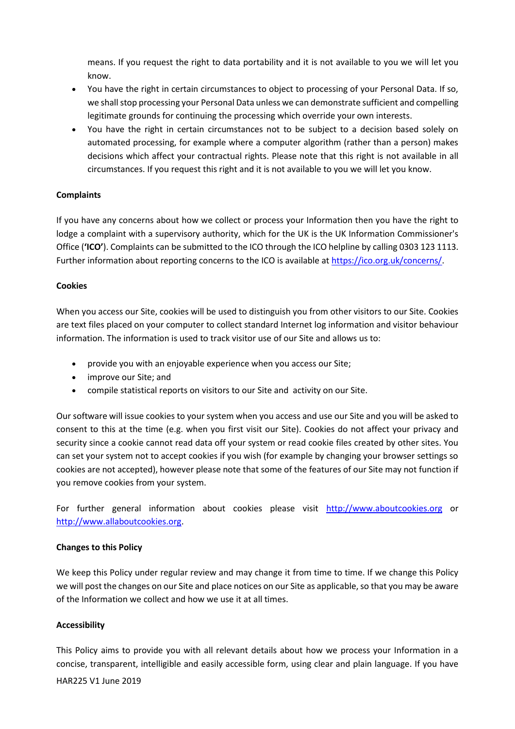means. If you request the right to data portability and it is not available to you we will let you know.

- You have the right in certain circumstances to object to processing of your Personal Data. If so, we shall stop processing your Personal Data unless we can demonstrate sufficient and compelling legitimate grounds for continuing the processing which override your own interests.
- You have the right in certain circumstances not to be subject to a decision based solely on automated processing, for example where a computer algorithm (rather than a person) makes decisions which affect your contractual rights. Please note that this right is not available in all circumstances. If you request this right and it is not available to you we will let you know.

**Complaints**

If you have any concerns about how we collect or process your Information then you have the right to lodge a complaint with a supervisory authority, which for the UK is the UK Information Commissioner's Office (**'ICO'**). Complaints can be submitted to the ICO through the ICO helpline by calling 0303 123 1113. Further information about reporting concerns to the ICO is available at https://ico.org.uk/concerns/.

**Cookies**

When you access our Site, cookies will be used to distinguish you from other visitors to our Site. Cookies are text files placed on your computer to collect standard Internet log information and visitor behaviour information. The information is used to track visitor use of our Site and allows us to:

- provide you with an enjoyable experience when you access our Site;
- improve our Site; and
- compile statistical reports on visitors to our Site and activity on our Site.

Our software will issue cookies to your system when you access and use our Site and you will be asked to consent to this at the time (e.g. when you first visit our Site). Cookies do not affect your privacy and security since a cookie cannot read data off your system or read cookie files created by other sites. You can set your system not to accept cookies if you wish (for example by changing your browser settings so cookies are not accepted), however please note that some of the features of our Site may not function if you remove cookies from your system.

For further general information about cookies please visit http://www.aboutcookies.org or http://www.allaboutcookies.org.

**Changes to this Policy**

We keep this Policy under regular review and may change it from time to time. If we change this Policy we will post the changes on our Site and place notices on our Site as applicable, so that you may be aware of the Information we collect and how we use it at all times.

**Accessibility**

This Policy aims to provide you with all relevant details about how we process your Information in a concise, transparent, intelligible and easily accessible form, using clear and plain language. If you have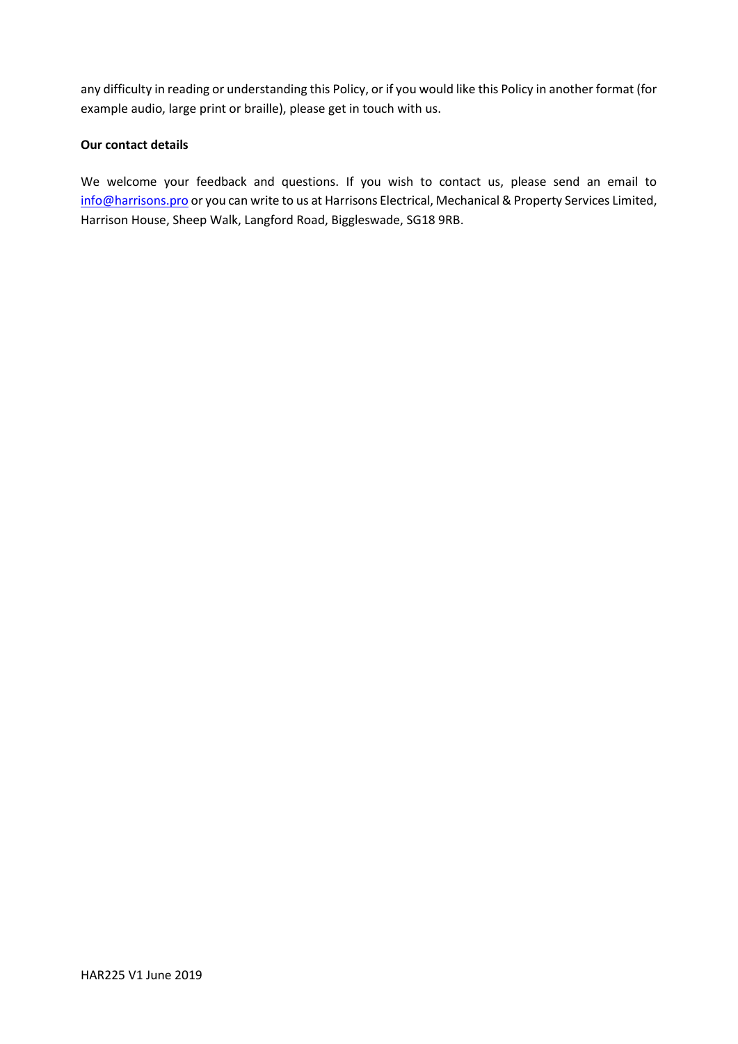any difficulty in reading or understanding this Policy, or if you would like this Policy in another format (for example audio, large print or braille), please get in touch with us.

**Our contact details**

We welcome your feedback and questions. If you wish to contact us, please send an email to info@harrisons.pro or you can write to us at Harrisons Electrical, Mechanical & Property Services Limited, Harrison House, Sheep Walk, Langford Road, Biggleswade, SG18 9RB.

HAR225 V1 June 2019